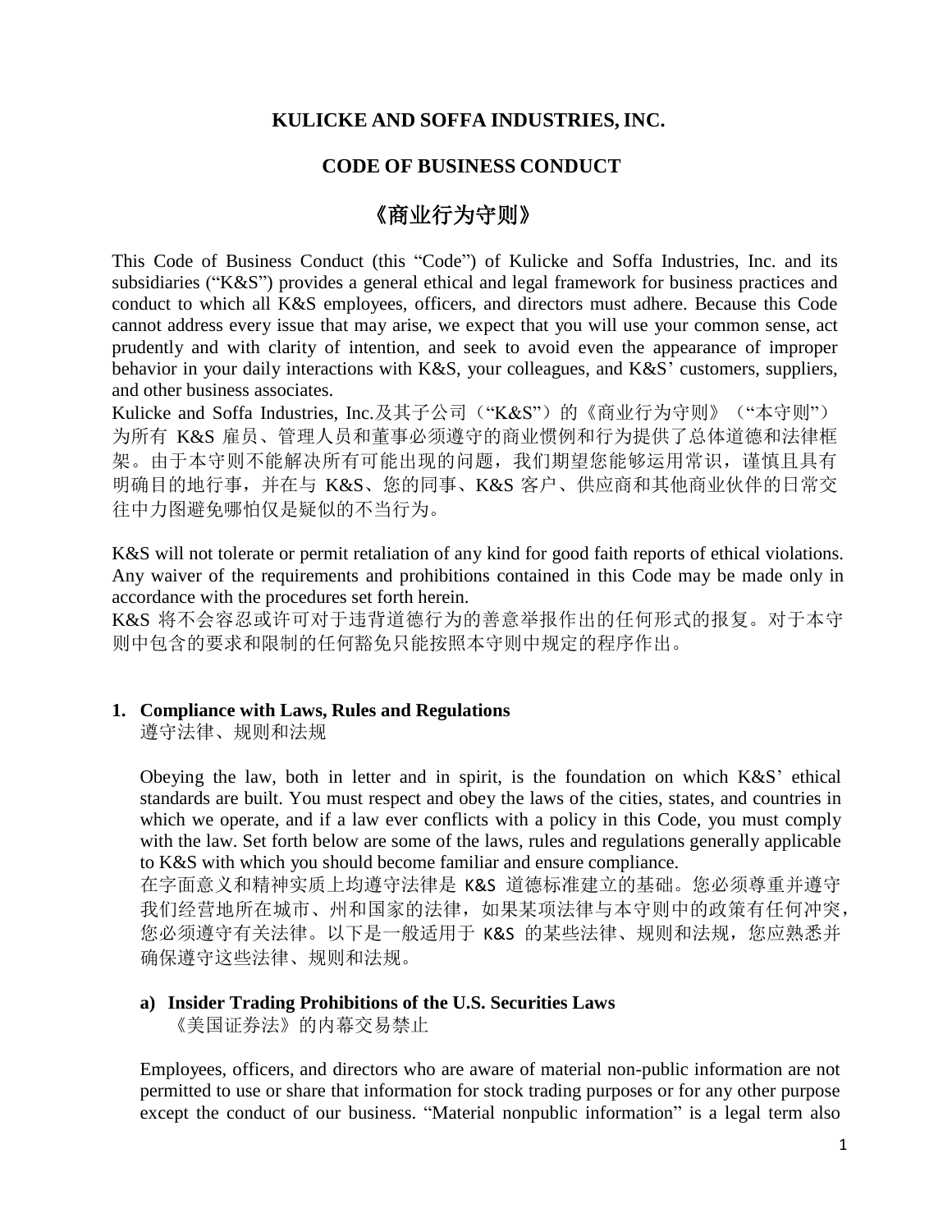# KULICKE AND SOFFA INDUSTRIES, INC.

## CODE OF BUSINESS CONDUCT

## 《商业行为守则》

This Code of Business Conduct (this "Code") of Kulicke and Soffa Industries, Inc. and its subsidiaries ("K&S") provides a general ethical and legal framework for business practices and conduct to which all K&S employees, officers, and directors must adhere. Because this Code cannot address every issue that may arise, we expect that you will use your common sense, act prudently and with clarity of intention, and seek to avoid even the appearance of improper behavior in your daily interactions with K&S, your colleagues, and K&S' customers, suppliers, and other business associates.

Kulicke and Soffa Industries, Inc.及其子公司（"K&S"）的《商业行为守则》（"本守则"）为所有 K&S 雇员、管理人员和董事必须遵守的商业惯例和行为提供了总体道德和法律框架。由于本守则不能解决所有可能出现的问题，我们期望您能够运用常识，谨慎且具有明确目的地行事，并在与 K&S、您的同事、K&S 客户、供应商和其他商业伙伴的日常交往中力图避免哪怕仅是疑似的不当行为。

K&S will not tolerate or permit retaliation of any kind for good faith reports of ethical violations. Any waiver of the requirements and prohibitions contained in this Code may be made only in accordance with the procedures set forth herein.

K&S 将不会容忍或许可对于违背道德行为的善意举报作出的任何形式的报复。对于本守则中包含的要求和限制的任何豁免只能按照本守则中规定的程序作出。

### 1. Compliance with Laws, Rules and Regulations
遵守法律、规则和法规

Obeying the law, both in letter and in spirit, is the foundation on which K&S' ethical standards are built. You must respect and obey the laws of the cities, states, and countries in which we operate, and if a law ever conflicts with a policy in this Code, you must comply with the law. Set forth below are some of the laws, rules and regulations generally applicable to K&S with which you should become familiar and ensure compliance.

在字面意义和精神实质上均遵守法律是 K&S 道德标准建立的基础。您必须尊重并遵守我们经营地所在城市、州和国家的法律，如果某项法律与本守则中的政策有任何冲突，您必须遵守有关法律。以下是一般适用于 K&S 的某些法律、规则和法规，您应熟悉并确保遵守这些法律、规则和法规。

#### a) Insider Trading Prohibitions of the U.S. Securities Laws
《美国证券法》的内幕交易禁止

Employees, officers, and directors who are aware of material non-public information are not permitted to use or share that information for stock trading purposes or for any other purpose except the conduct of our business. "Material nonpublic information" is a legal term also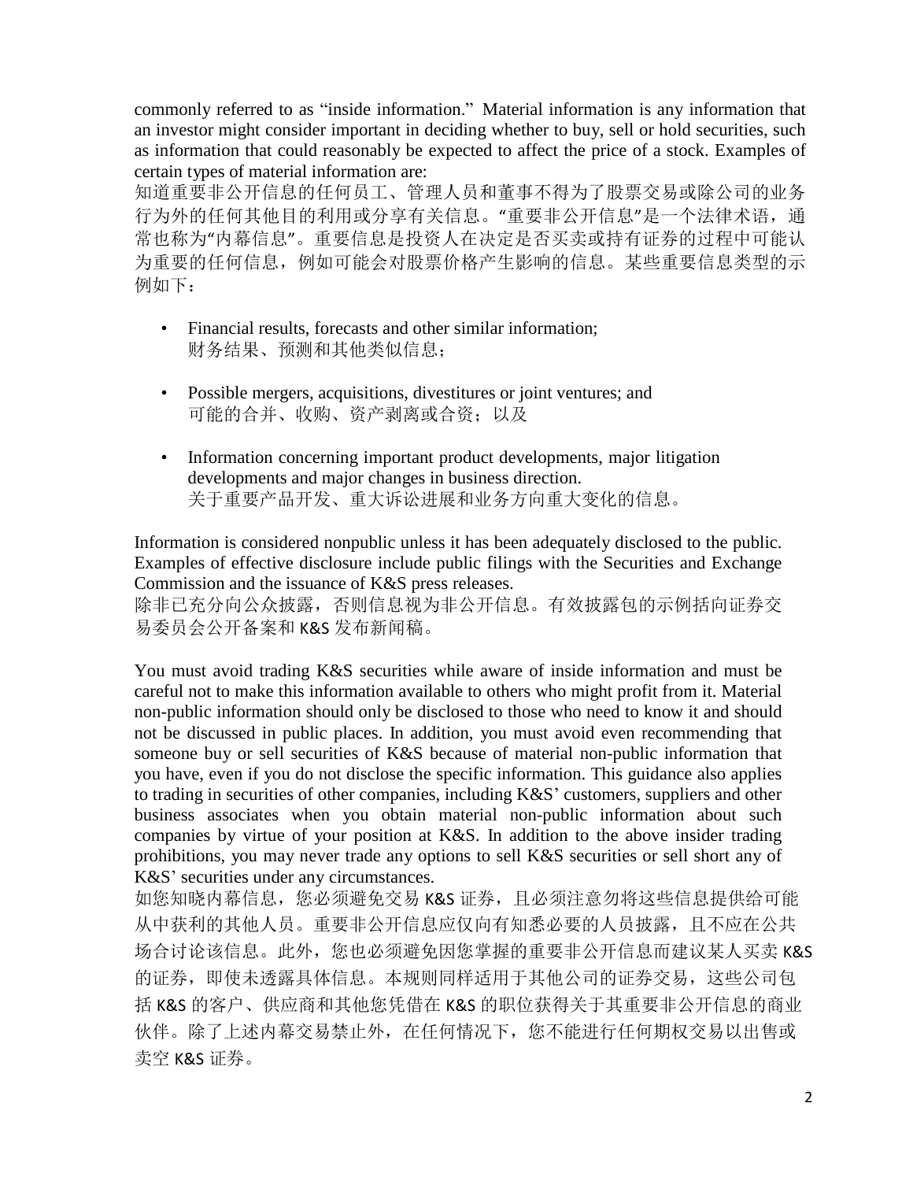commonly referred to as "inside information." Material information is any information that an investor might consider important in deciding whether to buy, sell or hold securities, such as information that could reasonably be expected to affect the price of a stock. Examples of certain types of material information are:

知道重要非公开信息的任何员工、管理人员和董事不得为了股票交易或除公司的业务行为外的任何其他目的利用或分享有关信息。"重要非公开信息"是一个法律术语，通常也称为"内幕信息"。重要信息是投资人在决定是否买卖或持有证券的过程中可能认为重要的任何信息，例如可能会对股票价格产生影响的信息。某些重要信息类型的示例如下：

- Financial results, forecasts and other similar information;
  财务结果、预测和其他类似信息；

- Possible mergers, acquisitions, divestitures or joint ventures; and
  可能的合并、收购、资产剥离或合资；以及

- Information concerning important product developments, major litigation developments and major changes in business direction.
  关于重要产品开发、重大诉讼进展和业务方向重大变化的信息。

Information is considered nonpublic unless it has been adequately disclosed to the public. Examples of effective disclosure include public filings with the Securities and Exchange Commission and the issuance of K&S press releases.
除非已充分向公众披露，否则信息视为非公开信息。有效披露包的示例括向证券交易委员会公开备案和 K&S 发布新闻稿。

You must avoid trading K&S securities while aware of inside information and must be careful not to make this information available to others who might profit from it. Material non-public information should only be disclosed to those who need to know it and should not be discussed in public places. In addition, you must avoid even recommending that someone buy or sell securities of K&S because of material non-public information that you have, even if you do not disclose the specific information. This guidance also applies to trading in securities of other companies, including K&S' customers, suppliers and other business associates when you obtain material non-public information about such companies by virtue of your position at K&S. In addition to the above insider trading prohibitions, you may never trade any options to sell K&S securities or sell short any of K&S' securities under any circumstances.
如您知晓内幕信息，您必须避免交易 K&S 证券，且必须注意勿将这些信息提供给可能从中获利的其他人员。重要非公开信息应仅向有知悉必要的人员披露，且不应在公共场合讨论该信息。此外，您也必须避免因您掌握的重要非公开信息而建议某人买卖 K&S 的证券，即使未透露具体信息。本规则同样适用于其他公司的证券交易，这些公司包括 K&S 的客户、供应商和其他您凭借在 K&S 的职位获得关于其重要非公开信息的商业伙伴。除了上述内幕交易禁止外，在任何情况下，您不能进行任何期权交易以出售或卖空 K&S 证券。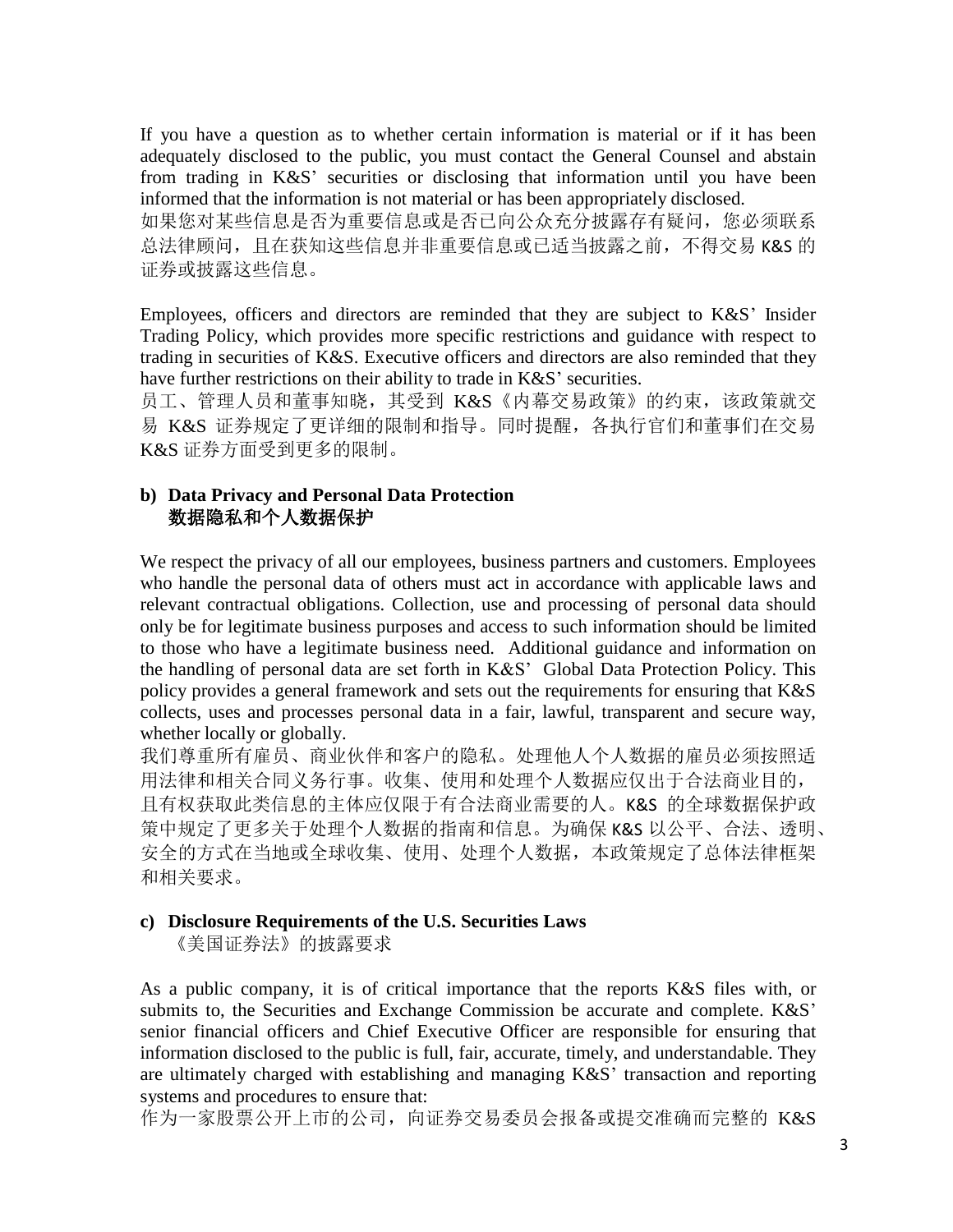If you have a question as to whether certain information is material or if it has been adequately disclosed to the public, you must contact the General Counsel and abstain from trading in K&S' securities or disclosing that information until you have been informed that the information is not material or has been appropriately disclosed.
如果您对某些信息是否为重要信息或是否已向公众充分披露存有疑问，您必须联系总法律顾问，且在获知这些信息并非重要信息或已适当披露之前，不得交易 K&S 的证券或披露这些信息。

Employees, officers and directors are reminded that they are subject to K&S' Insider Trading Policy, which provides more specific restrictions and guidance with respect to trading in securities of K&S. Executive officers and directors are also reminded that they have further restrictions on their ability to trade in K&S' securities.
员工、管理人员和董事知晓，其受到 K&S《内幕交易政策》的约束，该政策就交易 K&S 证券规定了更详细的限制和指导。同时提醒，各执行官们和董事们在交易 K&S 证券方面受到更多的限制。

### b) Data Privacy and Personal Data Protection
### 数据隐私和个人数据保护

We respect the privacy of all our employees, business partners and customers. Employees who handle the personal data of others must act in accordance with applicable laws and relevant contractual obligations. Collection, use and processing of personal data should only be for legitimate business purposes and access to such information should be limited to those who have a legitimate business need. Additional guidance and information on the handling of personal data are set forth in K&S' Global Data Protection Policy. This policy provides a general framework and sets out the requirements for ensuring that K&S collects, uses and processes personal data in a fair, lawful, transparent and secure way, whether locally or globally.
我们尊重所有雇员、商业伙伴和客户的隐私。处理他人个人数据的雇员必须按照适用法律和相关合同义务行事。收集、使用和处理个人数据应仅出于合法商业目的，且有权获取此类信息的主体应仅限于有合法商业需要的人。K&S 的全球数据保护政策中规定了更多关于处理个人数据的指南和信息。为确保 K&S 以公平、合法、透明、安全的方式在当地或全球收集、使用、处理个人数据，本政策规定了总体法律框架和相关要求。

### c) Disclosure Requirements of the U.S. Securities Laws
### 《美国证券法》的披露要求

As a public company, it is of critical importance that the reports K&S files with, or submits to, the Securities and Exchange Commission be accurate and complete. K&S' senior financial officers and Chief Executive Officer are responsible for ensuring that information disclosed to the public is full, fair, accurate, timely, and understandable. They are ultimately charged with establishing and managing K&S' transaction and reporting systems and procedures to ensure that:
作为一家股票公开上市的公司，向证券交易委员会报备或提交准确而完整的 K&S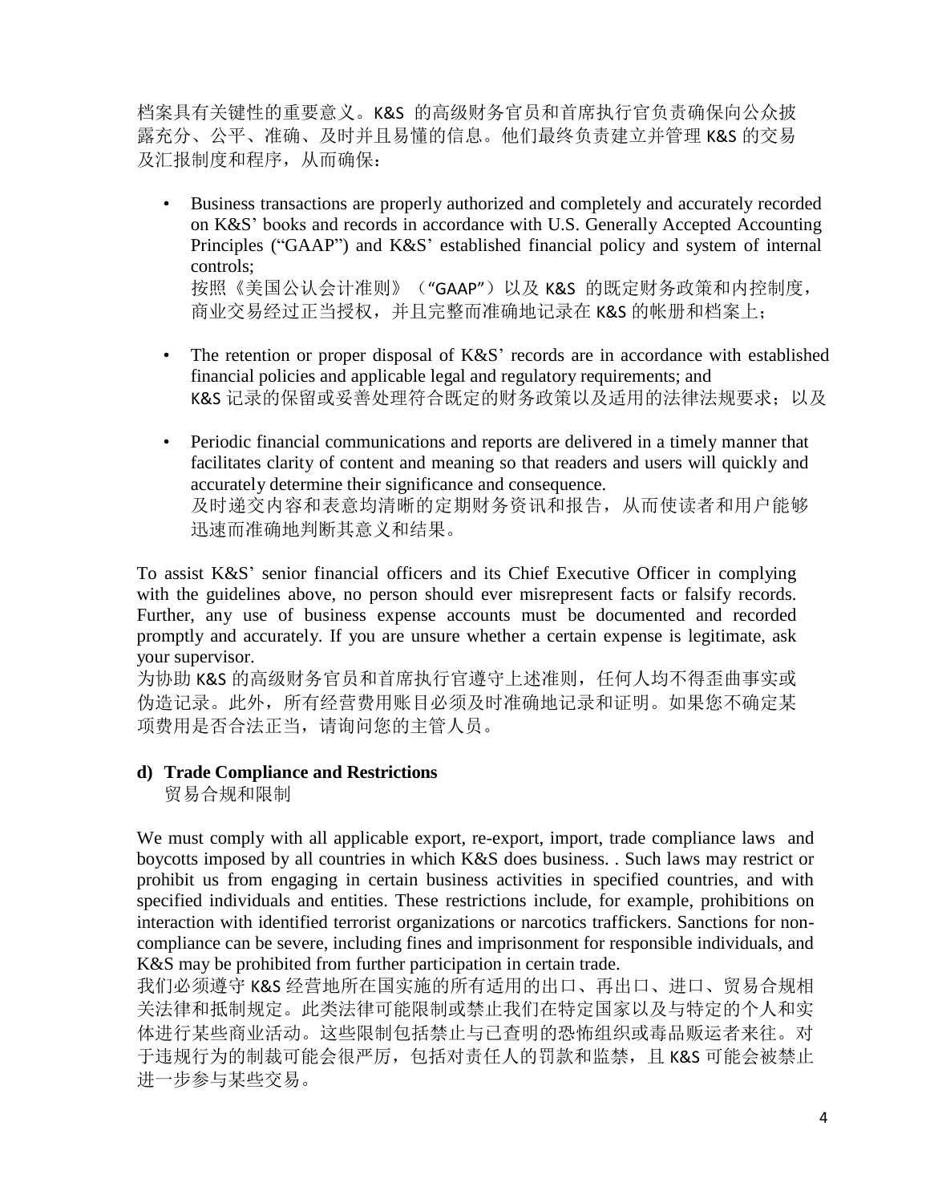档案具有关键性的重要意义。K&S 的高级财务官员和首席执行官负责确保向公众披露充分、公平、准确、及时并且易懂的信息。他们最终负责建立并管理 K&S 的交易及汇报制度和程序，从而确保：

- Business transactions are properly authorized and completely and accurately recorded on K&S' books and records in accordance with U.S. Generally Accepted Accounting Principles ("GAAP") and K&S' established financial policy and system of internal controls;
  按照《美国公认会计准则》（"GAAP"）以及 K&S 的既定财务政策和内控制度，商业交易经过正当授权，并且完整而准确地记录在 K&S 的帐册和档案上；

- The retention or proper disposal of K&S' records are in accordance with established financial policies and applicable legal and regulatory requirements; and
  K&S 记录的保留或妥善处理符合既定的财务政策以及适用的法律法规要求；以及

- Periodic financial communications and reports are delivered in a timely manner that facilitates clarity of content and meaning so that readers and users will quickly and accurately determine their significance and consequence.
  及时递交内容和表意均清晰的定期财务资讯和报告，从而使读者和用户能够迅速而准确地判断其意义和结果。

To assist K&S' senior financial officers and its Chief Executive Officer in complying with the guidelines above, no person should ever misrepresent facts or falsify records. Further, any use of business expense accounts must be documented and recorded promptly and accurately. If you are unsure whether a certain expense is legitimate, ask your supervisor.
为协助 K&S 的高级财务官员和首席执行官遵守上述准则，任何人均不得歪曲事实或伪造记录。此外，所有经营费用账目必须及时准确地记录和证明。如果您不确定某项费用是否合法正当，请询问您的主管人员。

**d) Trade Compliance and Restrictions**
贸易合规和限制

We must comply with all applicable export, re-export, import, trade compliance laws and boycotts imposed by all countries in which K&S does business. . Such laws may restrict or prohibit us from engaging in certain business activities in specified countries, and with specified individuals and entities. These restrictions include, for example, prohibitions on interaction with identified terrorist organizations or narcotics traffickers. Sanctions for non-compliance can be severe, including fines and imprisonment for responsible individuals, and K&S may be prohibited from further participation in certain trade.
我们必须遵守 K&S 经营地所在国实施的所有适用的出口、再出口、进口、贸易合规相关法律和抵制规定。此类法律可能限制或禁止我们在特定国家以及与特定的个人和实体进行某些商业活动。这些限制包括禁止与已查明的恐怖组织或毒品贩运者来往。对于违规行为的制裁可能会很严厉，包括对责任人的罚款和监禁，且 K&S 可能会被禁止进一步参与某些交易。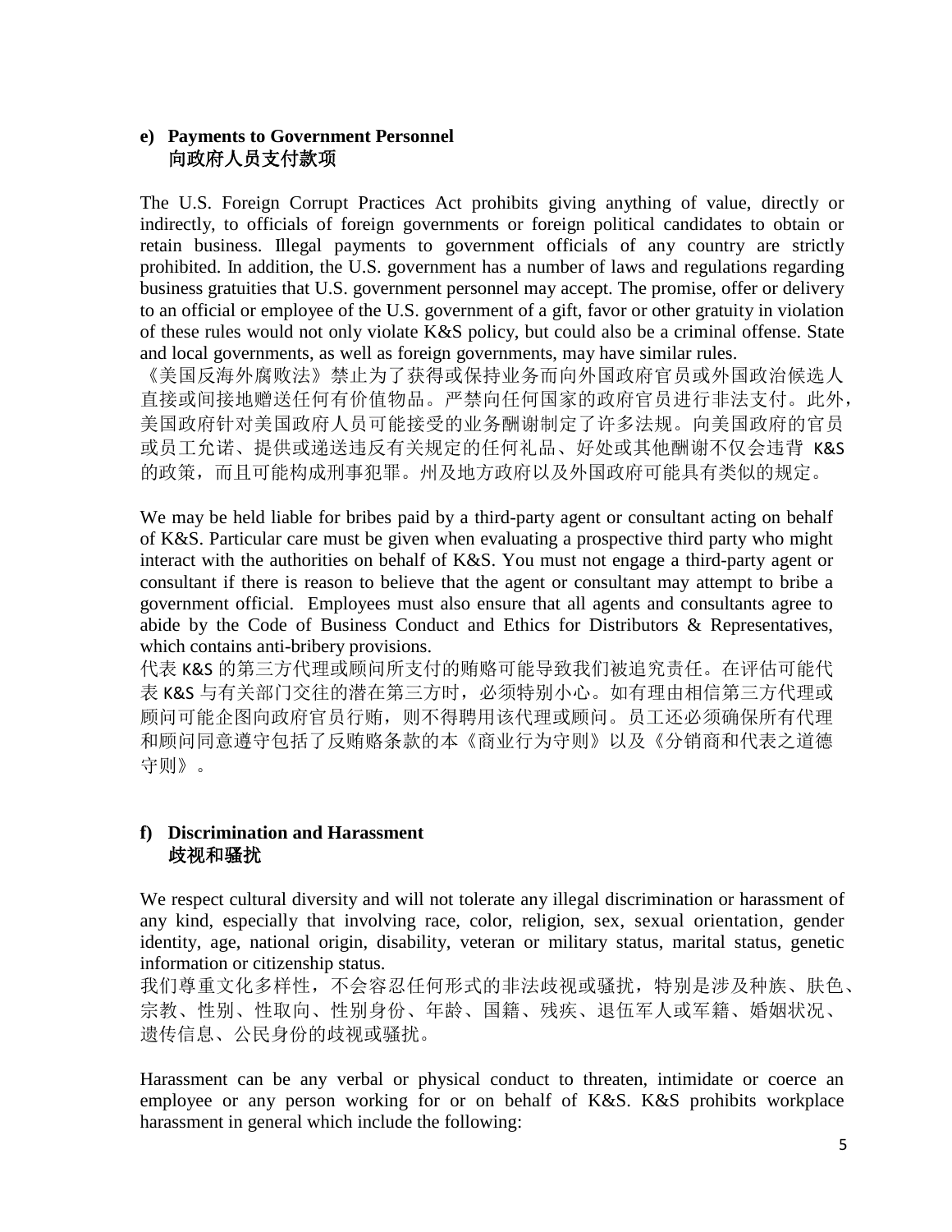### e) Payments to Government Personnel
### 向政府人员支付款项

The U.S. Foreign Corrupt Practices Act prohibits giving anything of value, directly or indirectly, to officials of foreign governments or foreign political candidates to obtain or retain business. Illegal payments to government officials of any country are strictly prohibited. In addition, the U.S. government has a number of laws and regulations regarding business gratuities that U.S. government personnel may accept. The promise, offer or delivery to an official or employee of the U.S. government of a gift, favor or other gratuity in violation of these rules would not only violate K&S policy, but could also be a criminal offense. State and local governments, as well as foreign governments, may have similar rules.
《美国反海外腐败法》禁止为了获得或保持业务而向外国政府官员或外国政治候选人直接或间接地赠送任何有价值物品。严禁向任何国家的政府官员进行非法支付。此外，美国政府针对美国政府人员可能接受的业务酬谢制定了许多法规。向美国政府的官员或员工允诺、提供或递送违反有关规定的任何礼品、好处或其他酬谢不仅会违背 K&S 的政策，而且可能构成刑事犯罪。州及地方政府以及外国政府可能具有类似的规定。

We may be held liable for bribes paid by a third-party agent or consultant acting on behalf of K&S. Particular care must be given when evaluating a prospective third party who might interact with the authorities on behalf of K&S. You must not engage a third-party agent or consultant if there is reason to believe that the agent or consultant may attempt to bribe a government official. Employees must also ensure that all agents and consultants agree to abide by the Code of Business Conduct and Ethics for Distributors & Representatives, which contains anti-bribery provisions.
代表 K&S 的第三方代理或顾问所支付的贿赂可能导致我们被追究责任。在评估可能代表 K&S 与有关部门交往的潜在第三方时，必须特别小心。如有理由相信第三方代理或顾问可能企图向政府官员行贿，则不得聘用该代理或顾问。员工还必须确保所有代理和顾问同意遵守包括了反贿赂条款的本《商业行为守则》以及《分销商和代表之道德守则》。

### f) Discrimination and Harassment
### 歧视和骚扰

We respect cultural diversity and will not tolerate any illegal discrimination or harassment of any kind, especially that involving race, color, religion, sex, sexual orientation, gender identity, age, national origin, disability, veteran or military status, marital status, genetic information or citizenship status.
我们尊重文化多样性，不会容忍任何形式的非法歧视或骚扰，特别是涉及种族、肤色、宗教、性别、性取向、性别身份、年龄、国籍、残疾、退伍军人或军籍、婚姻状况、遗传信息、公民身份的歧视或骚扰。

Harassment can be any verbal or physical conduct to threaten, intimidate or coerce an employee or any person working for or on behalf of K&S. K&S prohibits workplace harassment in general which include the following: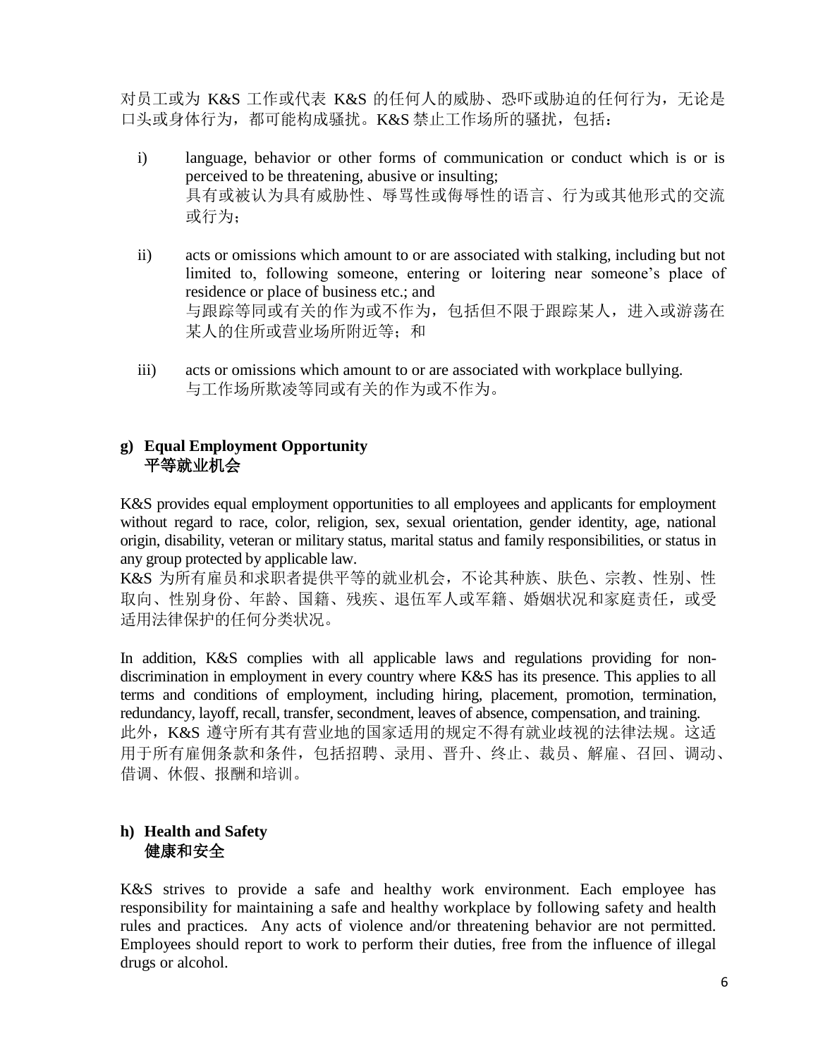对员工或为 K&S 工作或代表 K&S 的任何人的威胁、恐吓或胁迫的任何行为，无论是口头或身体行为，都可能构成骚扰。K&S 禁止工作场所的骚扰，包括：

i) language, behavior or other forms of communication or conduct which is or is perceived to be threatening, abusive or insulting;
具有或被认为具有威胁性、辱骂性或侮辱性的语言、行为或其他形式的交流或行为；

ii) acts or omissions which amount to or are associated with stalking, including but not limited to, following someone, entering or loitering near someone's place of residence or place of business etc.; and
与跟踪等同或有关的作为或不作为，包括但不限于跟踪某人，进入或游荡在某人的住所或营业场所附近等；和

iii) acts or omissions which amount to or are associated with workplace bullying.
与工作场所欺凌等同或有关的作为或不作为。

**g) Equal Employment Opportunity**
**平等就业机会**

K&S provides equal employment opportunities to all employees and applicants for employment without regard to race, color, religion, sex, sexual orientation, gender identity, age, national origin, disability, veteran or military status, marital status and family responsibilities, or status in any group protected by applicable law.
K&S 为所有雇员和求职者提供平等的就业机会，不论其种族、肤色、宗教、性别、性取向、性别身份、年龄、国籍、残疾、退伍军人或军籍、婚姻状况和家庭责任，或受适用法律保护的任何分类状况。

In addition, K&S complies with all applicable laws and regulations providing for non-discrimination in employment in every country where K&S has its presence. This applies to all terms and conditions of employment, including hiring, placement, promotion, termination, redundancy, layoff, recall, transfer, secondment, leaves of absence, compensation, and training.
此外，K&S 遵守所有其有营业地的国家适用的规定不得有就业歧视的法律法规。这适用于所有雇佣条款和条件，包括招聘、录用、晋升、终止、裁员、解雇、召回、调动、借调、休假、报酬和培训。

**h) Health and Safety**
**健康和安全**

K&S strives to provide a safe and healthy work environment. Each employee has responsibility for maintaining a safe and healthy workplace by following safety and health rules and practices. Any acts of violence and/or threatening behavior are not permitted. Employees should report to work to perform their duties, free from the influence of illegal drugs or alcohol.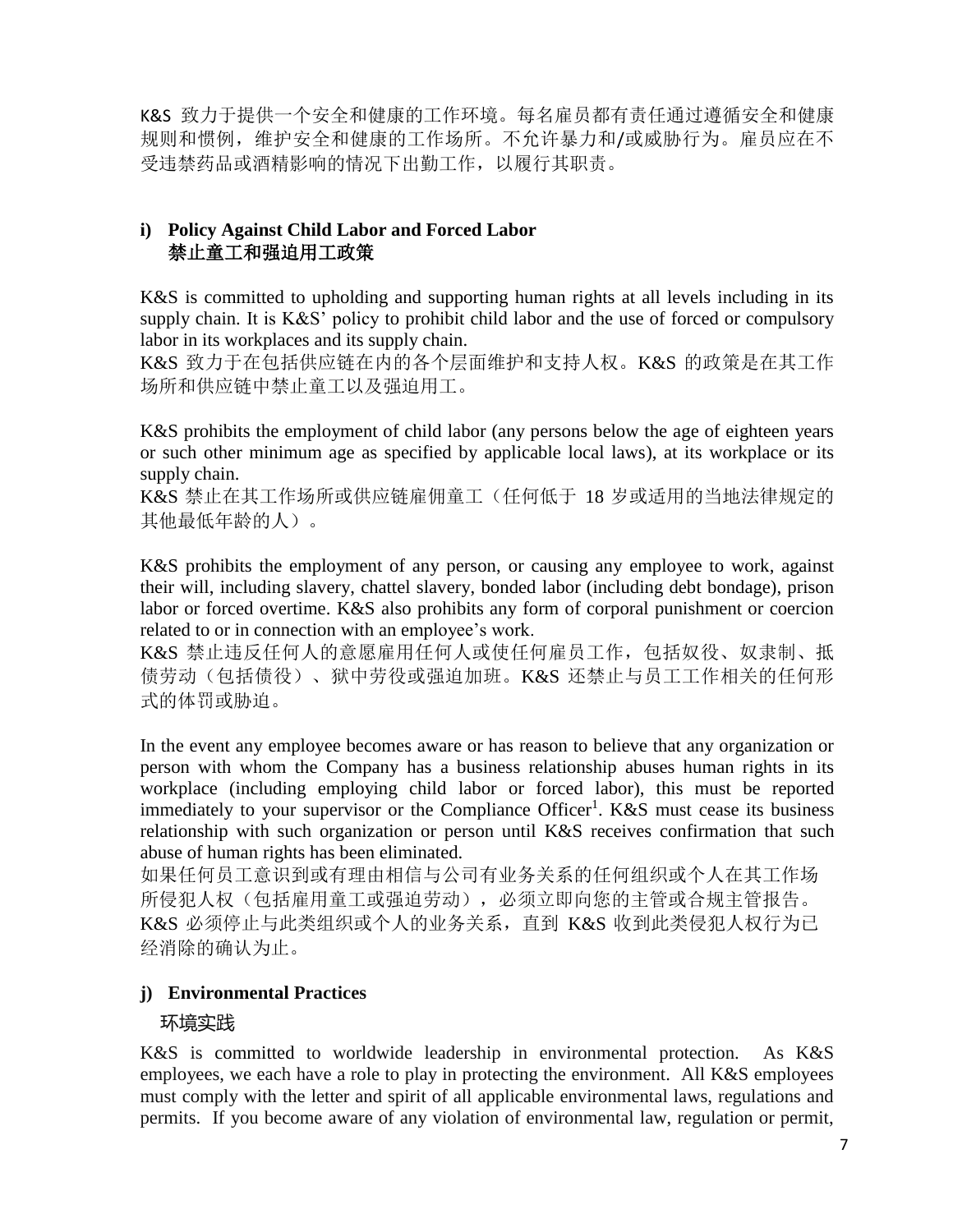K&S 致力于提供一个安全和健康的工作环境。每名雇员都有责任通过遵循安全和健康规则和惯例，维护安全和健康的工作场所。不允许暴力和/或威胁行为。雇员应在不受违禁药品或酒精影响的情况下出勤工作，以履行其职责。

### i) Policy Against Child Labor and Forced Labor
### 禁止童工和强迫用工政策

K&S is committed to upholding and supporting human rights at all levels including in its supply chain. It is K&S' policy to prohibit child labor and the use of forced or compulsory labor in its workplaces and its supply chain.
K&S 致力于在包括供应链在内的各个层面维护和支持人权。K&S 的政策是在其工作场所和供应链中禁止童工以及强迫用工。

K&S prohibits the employment of child labor (any persons below the age of eighteen years or such other minimum age as specified by applicable local laws), at its workplace or its supply chain.
K&S 禁止在其工作场所或供应链雇佣童工（任何低于 18 岁或适用的当地法律规定的其他最低年龄的人）。

K&S prohibits the employment of any person, or causing any employee to work, against their will, including slavery, chattel slavery, bonded labor (including debt bondage), prison labor or forced overtime. K&S also prohibits any form of corporal punishment or coercion related to or in connection with an employee's work.
K&S 禁止违反任何人的意愿雇用任何人或使任何雇员工作，包括奴役、奴隶制、抵债劳动（包括债役）、狱中劳役或强迫加班。K&S 还禁止与员工工作相关的任何形式的体罚或胁迫。

In the event any employee becomes aware or has reason to believe that any organization or person with whom the Company has a business relationship abuses human rights in its workplace (including employing child labor or forced labor), this must be reported immediately to your supervisor or the Compliance Officer[1]. K&S must cease its business relationship with such organization or person until K&S receives confirmation that such abuse of human rights has been eliminated.
如果任何员工意识到或有理由相信与公司有业务关系的任何组织或个人在其工作场所侵犯人权（包括雇用童工或强迫劳动），必须立即向您的主管或合规主管报告。K&S 必须停止与此类组织或个人的业务关系，直到 K&S 收到此类侵犯人权行为已经消除的确认为止。

### j) Environmental Practices
### 环境实践

K&S is committed to worldwide leadership in environmental protection. As K&S employees, we each have a role to play in protecting the environment. All K&S employees must comply with the letter and spirit of all applicable environmental laws, regulations and permits. If you become aware of any violation of environmental law, regulation or permit,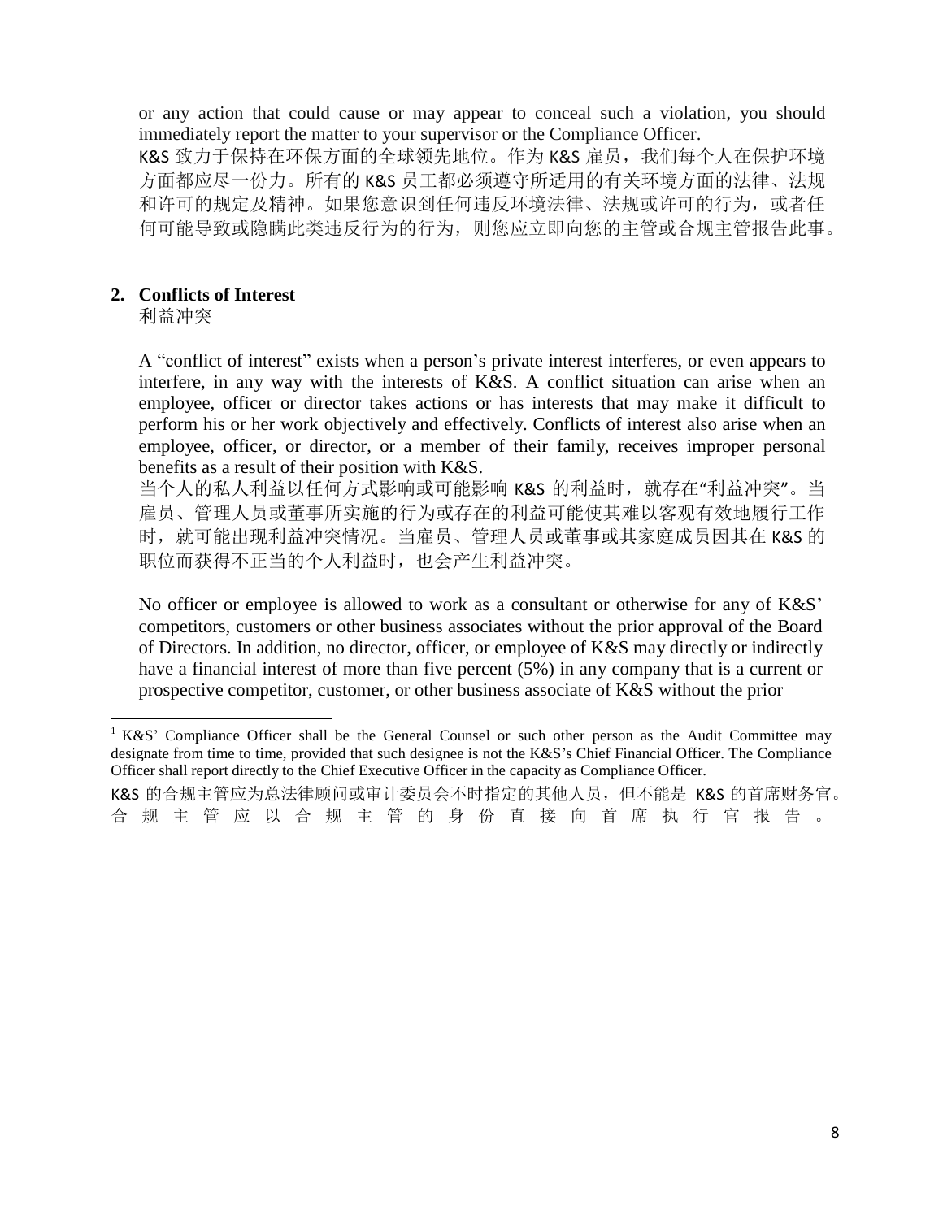or any action that could cause or may appear to conceal such a violation, you should immediately report the matter to your supervisor or the Compliance Officer.

K&S 致力于保持在环保方面的全球领先地位。作为 K&S 雇员，我们每个人在保护环境方面都应尽一份力。所有的 K&S 员工都必须遵守所适用的有关环境方面的法律、法规和许可的规定及精神。如果您意识到任何违反环境法律、法规或许可的行为，或者任何可能导致或隐瞒此类违反行为的行为，则您应立即向您的主管或合规主管报告此事。

## 2. Conflicts of Interest

利益冲突

A "conflict of interest" exists when a person's private interest interferes, or even appears to interfere, in any way with the interests of K&S. A conflict situation can arise when an employee, officer or director takes actions or has interests that may make it difficult to perform his or her work objectively and effectively. Conflicts of interest also arise when an employee, officer, or director, or a member of their family, receives improper personal benefits as a result of their position with K&S.

当个人的私人利益以任何方式影响或可能影响 K&S 的利益时，就存在"利益冲突"。当雇员、管理人员或董事所实施的行为或存在的利益可能使其难以客观有效地履行工作时，就可能出现利益冲突情况。当雇员、管理人员或董事或其家庭成员因其在 K&S 的职位而获得不正当的个人利益时，也会产生利益冲突。

No officer or employee is allowed to work as a consultant or otherwise for any of K&S' competitors, customers or other business associates without the prior approval of the Board of Directors. In addition, no director, officer, or employee of K&S may directly or indirectly have a financial interest of more than five percent (5%) in any company that is a current or prospective competitor, customer, or other business associate of K&S without the prior

---

[1] K&S' Compliance Officer shall be the General Counsel or such other person as the Audit Committee may designate from time to time, provided that such designee is not the K&S's Chief Financial Officer. The Compliance Officer shall report directly to the Chief Executive Officer in the capacity as Compliance Officer.

K&S 的合规主管应为总法律顾问或审计委员会不时指定的其他人员，但不能是 K&S 的首席财务官。合规主管应以合规主管的身份直接向首席执行官报告。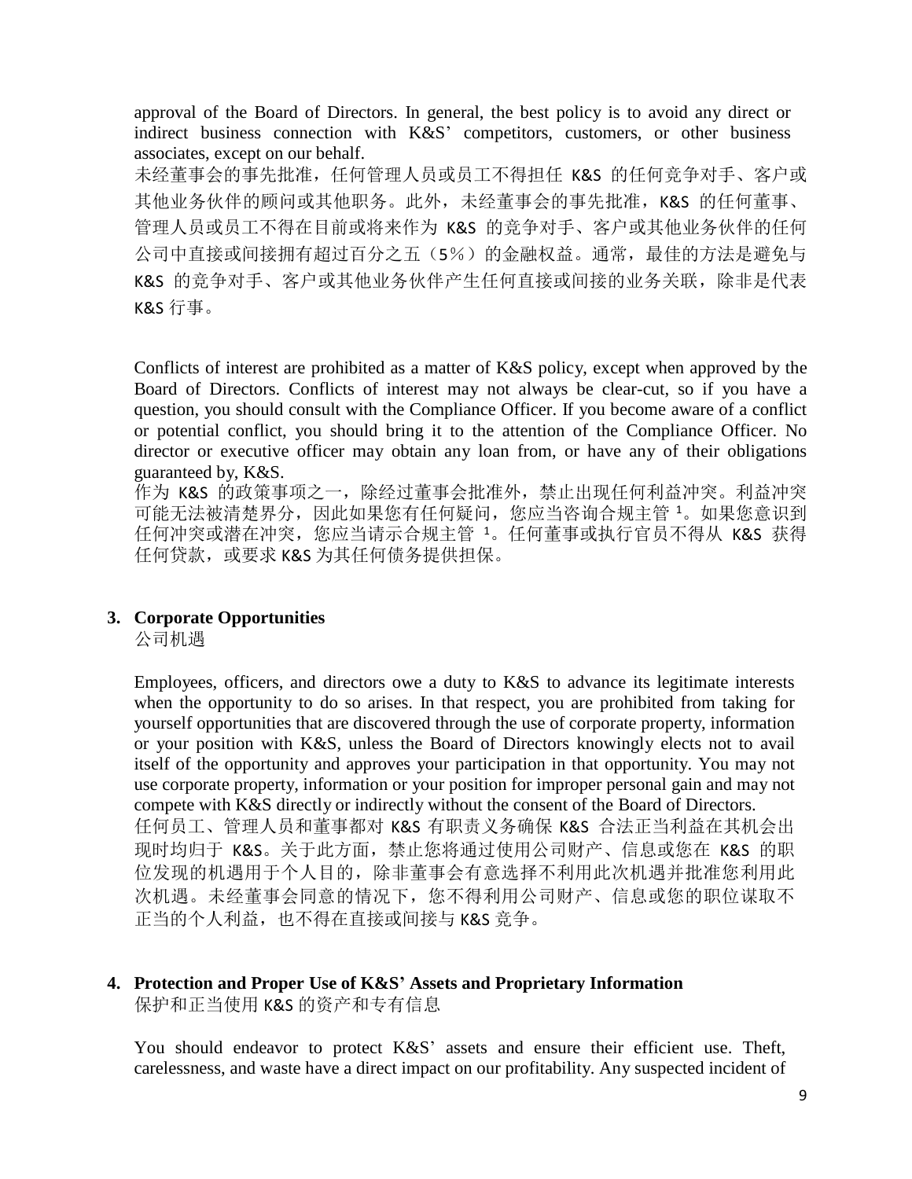approval of the Board of Directors. In general, the best policy is to avoid any direct or indirect business connection with K&S' competitors, customers, or other business associates, except on our behalf.

未经董事会的事先批准，任何管理人员或员工不得担任 K&S 的任何竞争对手、客户或其他业务伙伴的顾问或其他职务。此外，未经董事会的事先批准，K&S 的任何董事、管理人员或员工不得在目前或将来作为 K&S 的竞争对手、客户或其他业务伙伴的任何公司中直接或间接拥有超过百分之五（5%）的金融权益。通常，最佳的方法是避免与 K&S 的竞争对手、客户或其他业务伙伴产生任何直接或间接的业务关联，除非是代表 K&S 行事。

Conflicts of interest are prohibited as a matter of K&S policy, except when approved by the Board of Directors. Conflicts of interest may not always be clear-cut, so if you have a question, you should consult with the Compliance Officer. If you become aware of a conflict or potential conflict, you should bring it to the attention of the Compliance Officer. No director or executive officer may obtain any loan from, or have any of their obligations guaranteed by, K&S.

作为 K&S 的政策事项之一，除经过董事会批准外，禁止出现任何利益冲突。利益冲突可能无法被清楚界分，因此如果您有任何疑问，您应当咨询合规主管[1]。如果您意识到任何冲突或潜在冲突，您应当请示合规主管[1]。任何董事或执行官员不得从 K&S 获得任何贷款，或要求 K&S 为其任何债务提供担保。

## 3. Corporate Opportunities

公司机遇

Employees, officers, and directors owe a duty to K&S to advance its legitimate interests when the opportunity to do so arises. In that respect, you are prohibited from taking for yourself opportunities that are discovered through the use of corporate property, information or your position with K&S, unless the Board of Directors knowingly elects not to avail itself of the opportunity and approves your participation in that opportunity. You may not use corporate property, information or your position for improper personal gain and may not compete with K&S directly or indirectly without the consent of the Board of Directors.

任何员工、管理人员和董事都对 K&S 有职责义务确保 K&S 合法正当利益在其机会出现时均归于 K&S。关于此方面，禁止您将通过使用公司财产、信息或您在 K&S 的职位发现的机遇用于个人目的，除非董事会有意选择不利用此次机遇并批准您利用此次机遇。未经董事会同意的情况下，您不得利用公司财产、信息或您的职位谋取不正当的个人利益，也不得在直接或间接与 K&S 竞争。

## 4. Protection and Proper Use of K&S' Assets and Proprietary Information

保护和正当使用 K&S 的资产和专有信息

You should endeavor to protect K&S' assets and ensure their efficient use. Theft, carelessness, and waste have a direct impact on our profitability. Any suspected incident of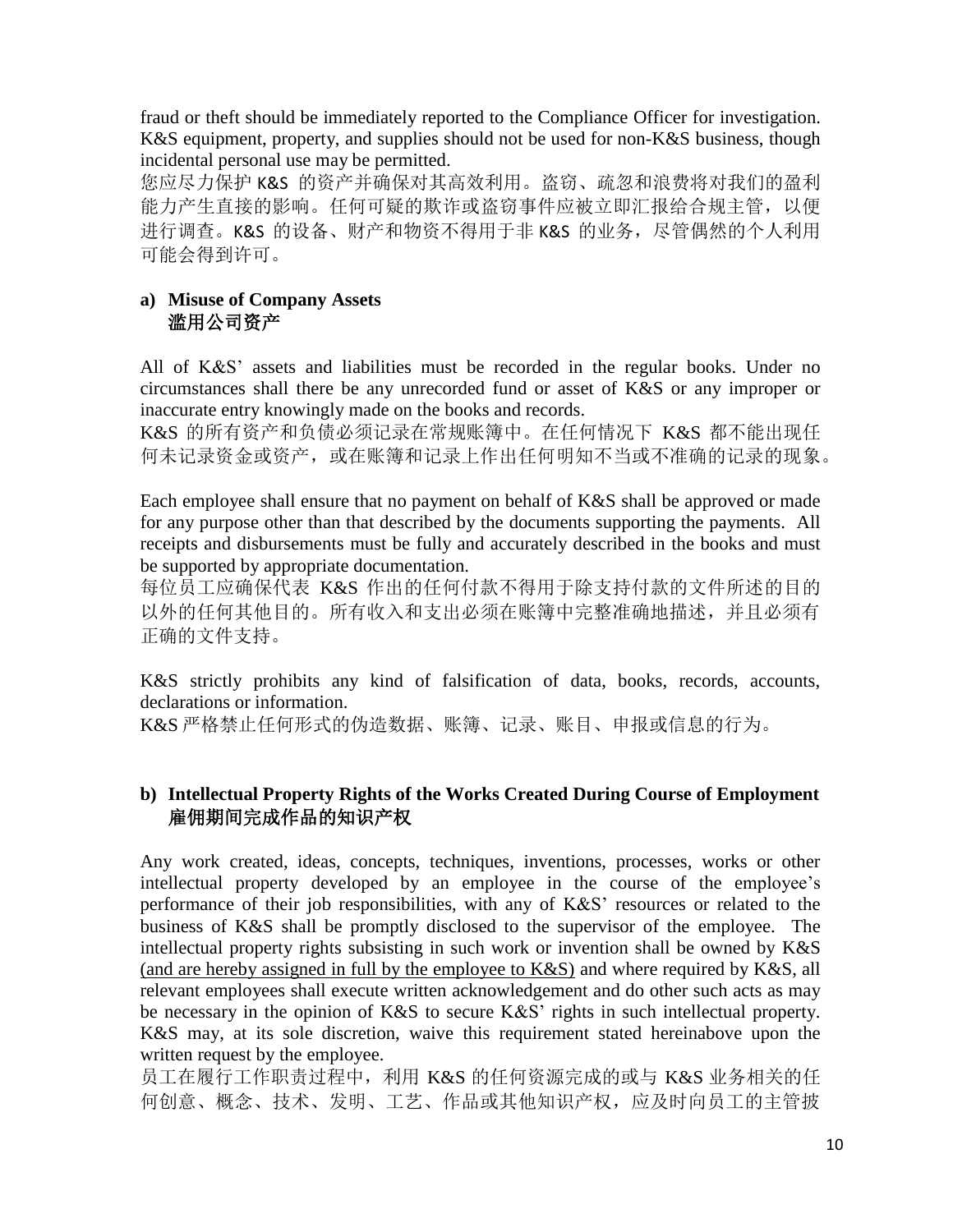fraud or theft should be immediately reported to the Compliance Officer for investigation. K&S equipment, property, and supplies should not be used for non-K&S business, though incidental personal use may be permitted.

您应尽力保护 K&S 的资产并确保对其高效利用。盗窃、疏忽和浪费将对我们的盈利能力产生直接的影响。任何可疑的欺诈或盗窃事件应被立即汇报给合规主管，以便进行调查。K&S 的设备、财产和物资不得用于非 K&S 的业务，尽管偶然的个人利用可能会得到许可。

### a) Misuse of Company Assets 滥用公司资产

All of K&S' assets and liabilities must be recorded in the regular books. Under no circumstances shall there be any unrecorded fund or asset of K&S or any improper or inaccurate entry knowingly made on the books and records.

K&S 的所有资产和负债必须记录在常规账簿中。在任何情况下 K&S 都不能出现任何未记录资金或资产，或在账簿和记录上作出任何明知不当或不准确的记录的现象。

Each employee shall ensure that no payment on behalf of K&S shall be approved or made for any purpose other than that described by the documents supporting the payments. All receipts and disbursements must be fully and accurately described in the books and must be supported by appropriate documentation.

每位员工应确保代表 K&S 作出的任何付款不得用于除支持付款的文件所述的目的以外的任何其他目的。所有收入和支出必须在账簿中完整准确地描述，并且必须有正确的文件支持。

K&S strictly prohibits any kind of falsification of data, books, records, accounts, declarations or information.

K&S 严格禁止任何形式的伪造数据、账簿、记录、账目、申报或信息的行为。

### b) Intellectual Property Rights of the Works Created During Course of Employment 雇佣期间完成作品的知识产权

Any work created, ideas, concepts, techniques, inventions, processes, works or other intellectual property developed by an employee in the course of the employee's performance of their job responsibilities, with any of K&S' resources or related to the business of K&S shall be promptly disclosed to the supervisor of the employee. The intellectual property rights subsisting in such work or invention shall be owned by K&S (and are hereby assigned in full by the employee to K&S) and where required by K&S, all relevant employees shall execute written acknowledgement and do other such acts as may be necessary in the opinion of K&S to secure K&S' rights in such intellectual property. K&S may, at its sole discretion, waive this requirement stated hereinabove upon the written request by the employee.

员工在履行工作职责过程中，利用 K&S 的任何资源完成的或与 K&S 业务相关的任何创意、概念、技术、发明、工艺、作品或其他知识产权，应及时向员工的主管披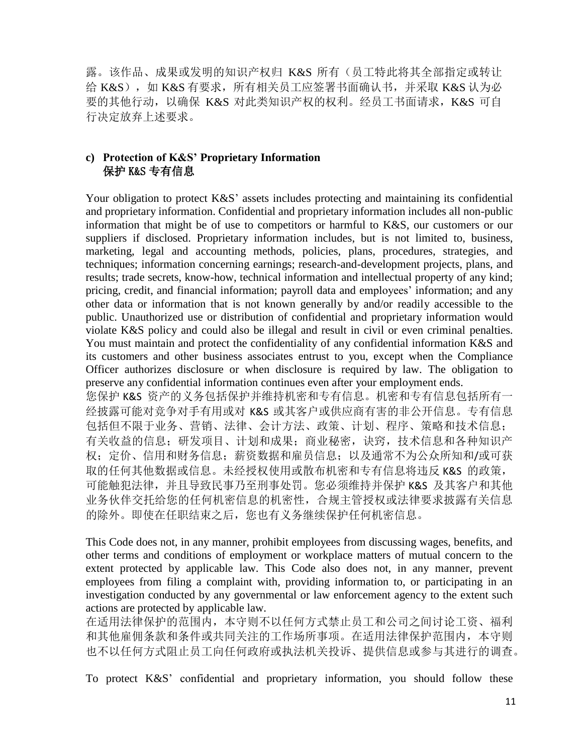露。该作品、成果或发明的知识产权归 K&S 所有（员工特此将其全部指定或转让给 K&S），如 K&S 有要求，所有相关员工应签署书面确认书，并采取 K&S 认为必要的其他行动，以确保 K&S 对此类知识产权的权利。经员工书面请求，K&S 可自行决定放弃上述要求。

### c) Protection of K&S' Proprietary Information
### 保护 K&S 专有信息

Your obligation to protect K&S' assets includes protecting and maintaining its confidential and proprietary information. Confidential and proprietary information includes all non-public information that might be of use to competitors or harmful to K&S, our customers or our suppliers if disclosed. Proprietary information includes, but is not limited to, business, marketing, legal and accounting methods, policies, plans, procedures, strategies, and techniques; information concerning earnings; research-and-development projects, plans, and results; trade secrets, know-how, technical information and intellectual property of any kind; pricing, credit, and financial information; payroll data and employees' information; and any other data or information that is not known generally by and/or readily accessible to the public. Unauthorized use or distribution of confidential and proprietary information would violate K&S policy and could also be illegal and result in civil or even criminal penalties. You must maintain and protect the confidentiality of any confidential information K&S and its customers and other business associates entrust to you, except when the Compliance Officer authorizes disclosure or when disclosure is required by law. The obligation to preserve any confidential information continues even after your employment ends.
您保护 K&S 资产的义务包括保护并维持机密和专有信息。机密和专有信息包括所有一经披露可能对竞争对手有用或对 K&S 或其客户或供应商有害的非公开信息。专有信息包括但不限于业务、营销、法律、会计方法、政策、计划、程序、策略和技术信息；有关收益的信息；研发项目、计划和成果；商业秘密，诀窍，技术信息和各种知识产权；定价、信用和财务信息；薪资数据和雇员信息；以及通常不为公众所知和/或可获取的任何其他数据或信息。未经授权使用或散布机密和专有信息将违反 K&S 的政策，可能触犯法律，并且导致民事乃至刑事处罚。您必须维持并保护 K&S 及其客户和其他业务伙伴交托给您的任何机密信息的机密性，合规主管授权或法律要求披露有关信息的除外。即使在任职结束之后，您也有义务继续保护任何机密信息。

This Code does not, in any manner, prohibit employees from discussing wages, benefits, and other terms and conditions of employment or workplace matters of mutual concern to the extent protected by applicable law. This Code also does not, in any manner, prevent employees from filing a complaint with, providing information to, or participating in an investigation conducted by any governmental or law enforcement agency to the extent such actions are protected by applicable law.
在适用法律保护的范围内，本守则不以任何方式禁止员工和公司之间讨论工资、福利和其他雇佣条款和条件或共同关注的工作场所事项。在适用法律保护范围内，本守则也不以任何方式阻止员工向任何政府或执法机关投诉、提供信息或参与其进行的调查。

To protect K&S' confidential and proprietary information, you should follow these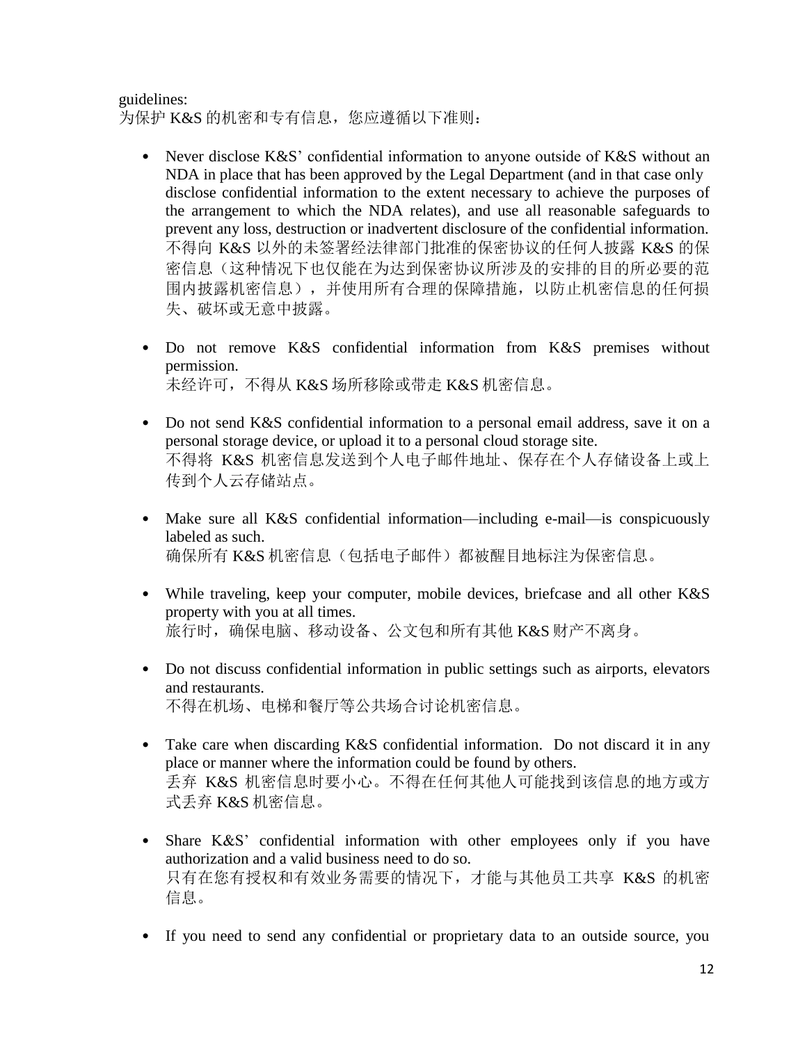guidelines:
为保护 K&S 的机密和专有信息，您应遵循以下准则：

- Never disclose K&S' confidential information to anyone outside of K&S without an NDA in place that has been approved by the Legal Department (and in that case only disclose confidential information to the extent necessary to achieve the purposes of the arrangement to which the NDA relates), and use all reasonable safeguards to prevent any loss, destruction or inadvertent disclosure of the confidential information.
  不得向 K&S 以外的未签署经法律部门批准的保密协议的任何人披露 K&S 的保密信息（这种情况下也仅能在为达到保密协议所涉及的安排的目的所必要的范围内披露机密信息），并使用所有合理的保障措施，以防止机密信息的任何损失、破坏或无意中披露。

- Do not remove K&S confidential information from K&S premises without permission.
  未经许可，不得从 K&S 场所移除或带走 K&S 机密信息。

- Do not send K&S confidential information to a personal email address, save it on a personal storage device, or upload it to a personal cloud storage site.
  不得将 K&S 机密信息发送到个人电子邮件地址、保存在个人存储设备上或上传到个人云存储站点。

- Make sure all K&S confidential information—including e-mail—is conspicuously labeled as such.
  确保所有 K&S 机密信息（包括电子邮件）都被醒目地标注为保密信息。

- While traveling, keep your computer, mobile devices, briefcase and all other K&S property with you at all times.
  旅行时，确保电脑、移动设备、公文包和所有其他 K&S 财产不离身。

- Do not discuss confidential information in public settings such as airports, elevators and restaurants.
  不得在机场、电梯和餐厅等公共场合讨论机密信息。

- Take care when discarding K&S confidential information. Do not discard it in any place or manner where the information could be found by others.
  丢弃 K&S 机密信息时要小心。不得在任何其他人可能找到该信息的地方或方式丢弃 K&S 机密信息。

- Share K&S' confidential information with other employees only if you have authorization and a valid business need to do so.
  只有在您有授权和有效业务需要的情况下，才能与其他员工共享 K&S 的机密信息。

- If you need to send any confidential or proprietary data to an outside source, you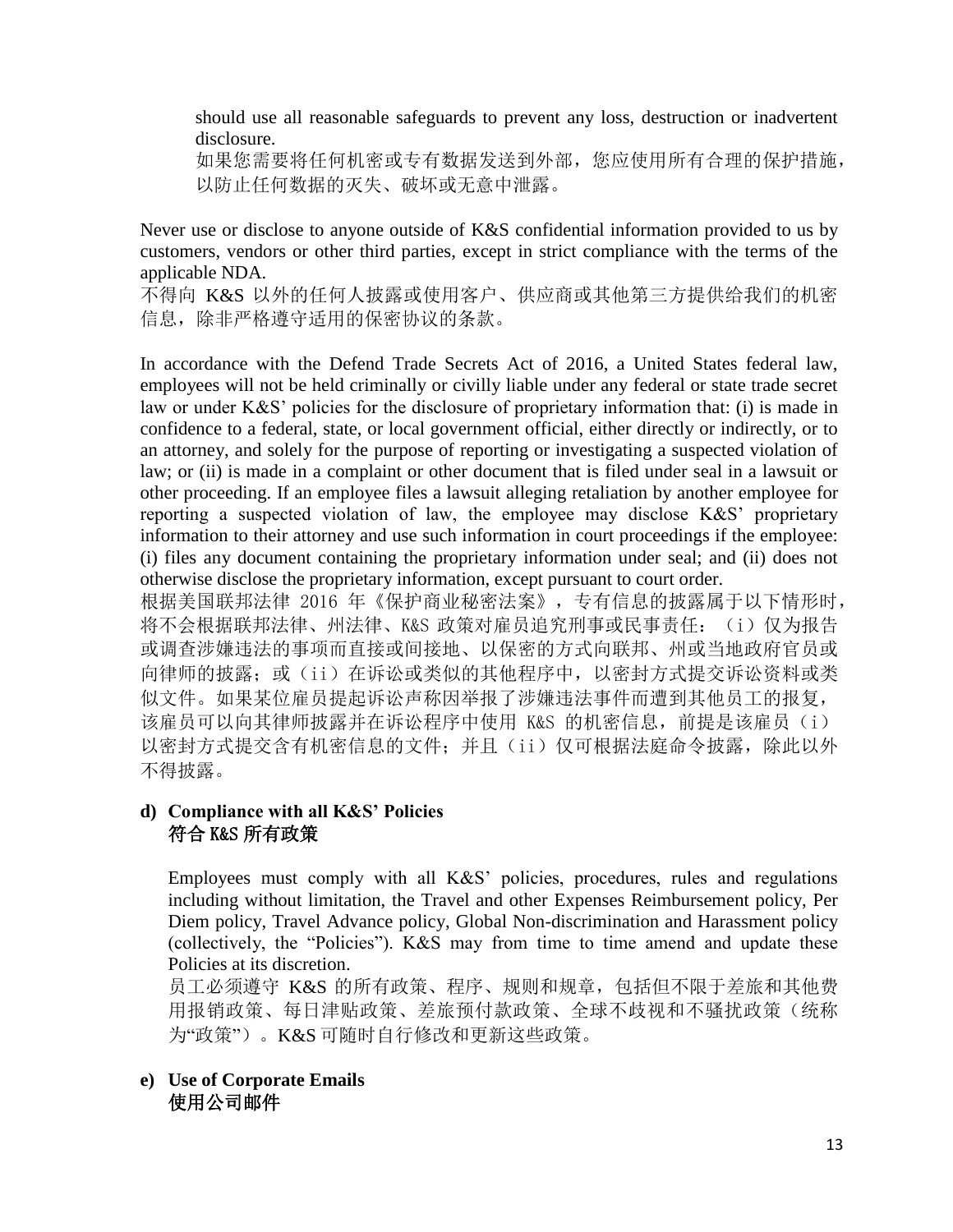should use all reasonable safeguards to prevent any loss, destruction or inadvertent disclosure.

如果您需要将任何机密或专有数据发送到外部，您应使用所有合理的保护措施，以防止任何数据的灭失、破坏或无意中泄露。

Never use or disclose to anyone outside of K&S confidential information provided to us by customers, vendors or other third parties, except in strict compliance with the terms of the applicable NDA.

不得向 K&S 以外的任何人披露或使用客户、供应商或其他第三方提供给我们的机密信息，除非严格遵守适用的保密协议的条款。

In accordance with the Defend Trade Secrets Act of 2016, a United States federal law, employees will not be held criminally or civilly liable under any federal or state trade secret law or under K&S' policies for the disclosure of proprietary information that: (i) is made in confidence to a federal, state, or local government official, either directly or indirectly, or to an attorney, and solely for the purpose of reporting or investigating a suspected violation of law; or (ii) is made in a complaint or other document that is filed under seal in a lawsuit or other proceeding. If an employee files a lawsuit alleging retaliation by another employee for reporting a suspected violation of law, the employee may disclose K&S' proprietary information to their attorney and use such information in court proceedings if the employee: (i) files any document containing the proprietary information under seal; and (ii) does not otherwise disclose the proprietary information, except pursuant to court order.

根据美国联邦法律 2016 年《保护商业秘密法案》，专有信息的披露属于以下情形时，将不会根据联邦法律、州法律、K&S 政策对雇员追究刑事或民事责任：（i）仅为报告或调查涉嫌违法的事项而直接或间接地、以保密的方式向联邦、州或当地政府官员或向律师的披露；或（ii）在诉讼或类似的其他程序中，以密封方式提交诉讼资料或类似文件。如果某位雇员提起诉讼声称因举报了涉嫌违法事件而遭到其他员工的报复，该雇员可以向其律师披露并在诉讼程序中使用 K&S 的机密信息，前提是该雇员（i）以密封方式提交含有机密信息的文件；并且（ii）仅可根据法庭命令披露，除此以外不得披露。

**d) Compliance with all K&S' Policies**
**符合 K&S 所有政策**

Employees must comply with all K&S' policies, procedures, rules and regulations including without limitation, the Travel and other Expenses Reimbursement policy, Per Diem policy, Travel Advance policy, Global Non-discrimination and Harassment policy (collectively, the "Policies"). K&S may from time to time amend and update these Policies at its discretion.

员工必须遵守 K&S 的所有政策、程序、规则和规章，包括但不限于差旅和其他费用报销政策、每日津贴政策、差旅预付款政策、全球不歧视和不骚扰政策（统称为"政策"）。K&S 可随时自行修改和更新这些政策。

**e) Use of Corporate Emails**
**使用公司邮件**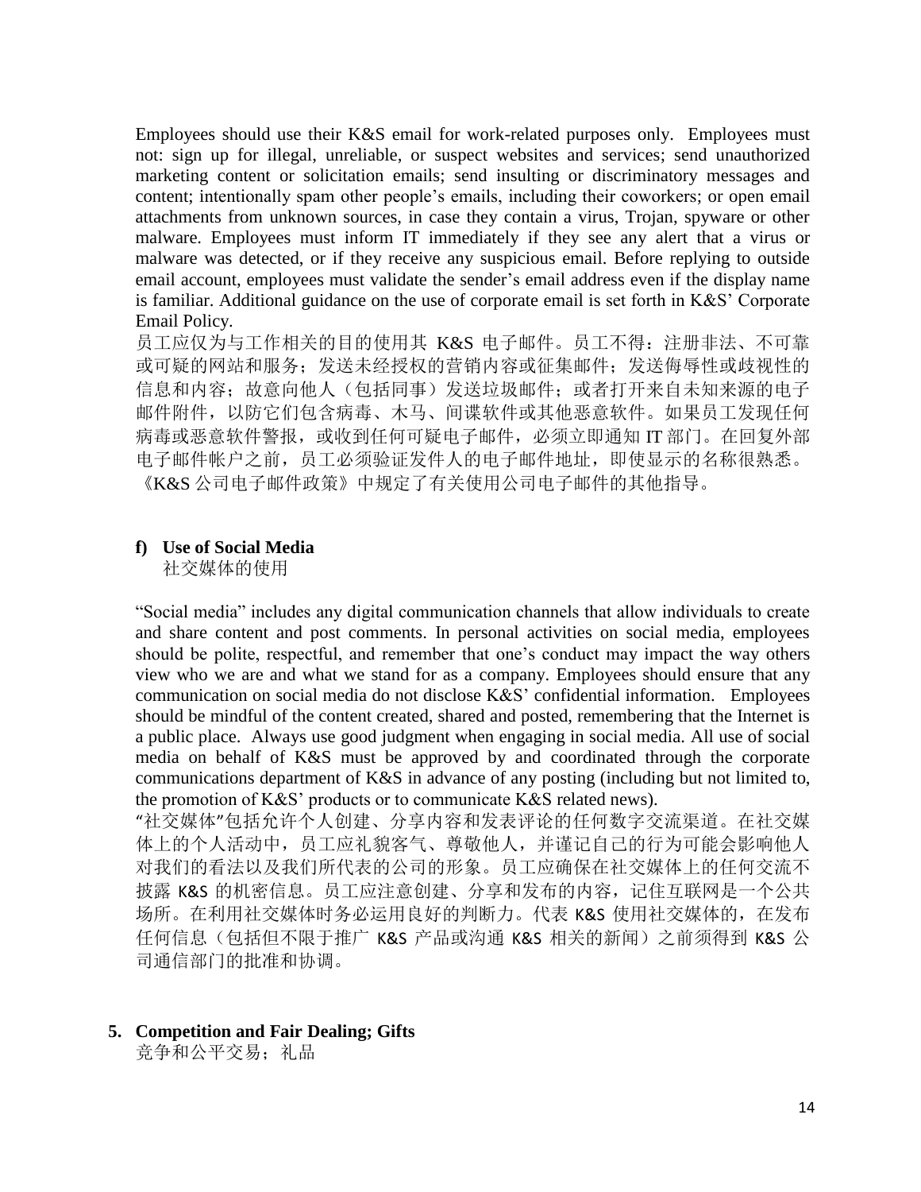Employees should use their K&S email for work-related purposes only. Employees must not: sign up for illegal, unreliable, or suspect websites and services; send unauthorized marketing content or solicitation emails; send insulting or discriminatory messages and content; intentionally spam other people's emails, including their coworkers; or open email attachments from unknown sources, in case they contain a virus, Trojan, spyware or other malware. Employees must inform IT immediately if they see any alert that a virus or malware was detected, or if they receive any suspicious email. Before replying to outside email account, employees must validate the sender's email address even if the display name is familiar. Additional guidance on the use of corporate email is set forth in K&S' Corporate Email Policy.

员工应仅为与工作相关的目的使用其 K&S 电子邮件。员工不得：注册非法、不可靠或可疑的网站和服务；发送未经授权的营销内容或征集邮件；发送侮辱性或歧视性的信息和内容；故意向他人（包括同事）发送垃圾邮件；或者打开来自未知来源的电子邮件附件，以防它们包含病毒、木马、间谍软件或其他恶意软件。如果员工发现任何病毒或恶意软件警报，或收到任何可疑电子邮件，必须立即通知 IT 部门。在回复外部电子邮件帐户之前，员工必须验证发件人的电子邮件地址，即使显示的名称很熟悉。《K&S 公司电子邮件政策》中规定了有关使用公司电子邮件的其他指导。

### f) Use of Social Media
社交媒体的使用

"Social media" includes any digital communication channels that allow individuals to create and share content and post comments. In personal activities on social media, employees should be polite, respectful, and remember that one's conduct may impact the way others view who we are and what we stand for as a company. Employees should ensure that any communication on social media do not disclose K&S' confidential information. Employees should be mindful of the content created, shared and posted, remembering that the Internet is a public place. Always use good judgment when engaging in social media. All use of social media on behalf of K&S must be approved by and coordinated through the corporate communications department of K&S in advance of any posting (including but not limited to, the promotion of K&S' products or to communicate K&S related news).

"社交媒体"包括允许个人创建、分享内容和发表评论的任何数字交流渠道。在社交媒体上的个人活动中，员工应礼貌客气、尊敬他人，并谨记自己的行为可能会影响他人对我们的看法以及我们所代表的公司的形象。员工应确保在社交媒体上的任何交流不披露 K&S 的机密信息。员工应注意创建、分享和发布的内容，记住互联网是一个公共场所。在利用社交媒体时务必运用良好的判断力。代表 K&S 使用社交媒体的，在发布任何信息（包括但不限于推广 K&S 产品或沟通 K&S 相关的新闻）之前须得到 K&S 公司通信部门的批准和协调。

## 5. Competition and Fair Dealing; Gifts
竞争和公平交易；礼品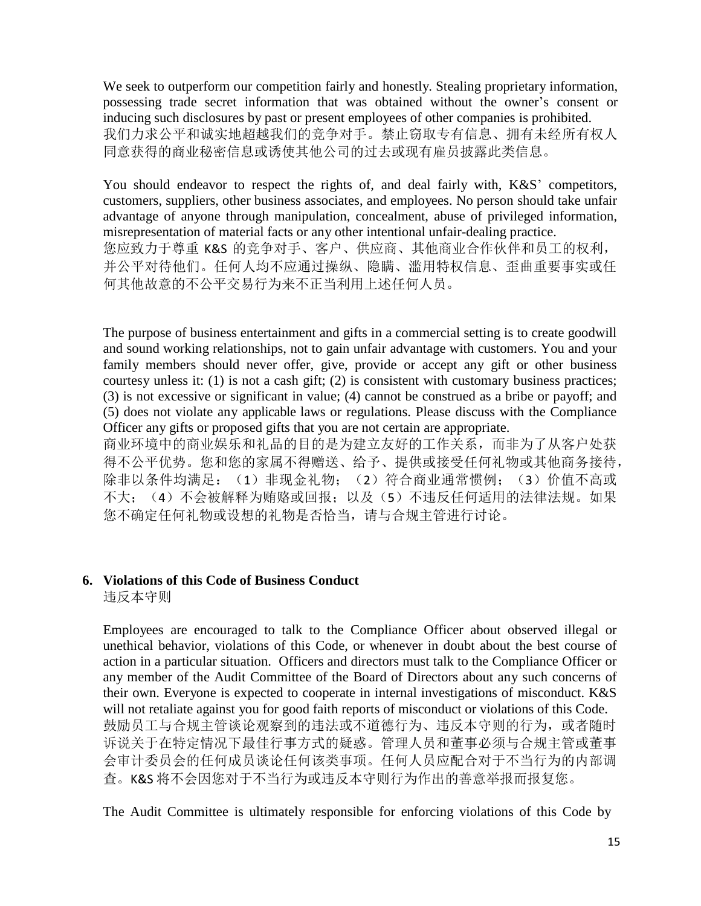We seek to outperform our competition fairly and honestly. Stealing proprietary information, possessing trade secret information that was obtained without the owner's consent or inducing such disclosures by past or present employees of other companies is prohibited.
我们力求公平和诚实地超越我们的竞争对手。禁止窃取专有信息、拥有未经所有权人同意获得的商业秘密信息或诱使其他公司的过去或现有雇员披露此类信息。

You should endeavor to respect the rights of, and deal fairly with, K&S' competitors, customers, suppliers, other business associates, and employees. No person should take unfair advantage of anyone through manipulation, concealment, abuse of privileged information, misrepresentation of material facts or any other intentional unfair-dealing practice.
您应致力于尊重 K&S 的竞争对手、客户、供应商、其他商业合作伙伴和员工的权利，并公平对待他们。任何人均不应通过操纵、隐瞒、滥用特权信息、歪曲重要事实或任何其他故意的不公平交易行为来不正当利用上述任何人员。

The purpose of business entertainment and gifts in a commercial setting is to create goodwill and sound working relationships, not to gain unfair advantage with customers. You and your family members should never offer, give, provide or accept any gift or other business courtesy unless it: (1) is not a cash gift; (2) is consistent with customary business practices; (3) is not excessive or significant in value; (4) cannot be construed as a bribe or payoff; and (5) does not violate any applicable laws or regulations. Please discuss with the Compliance Officer any gifts or proposed gifts that you are not certain are appropriate.
商业环境中的商业娱乐和礼品的目的是为建立友好的工作关系，而非为了从客户处获得不公平优势。您和您的家属不得赠送、给予、提供或接受任何礼物或其他商务接待，除非以条件均满足：（1）非现金礼物；（2）符合商业通常惯例；（3）价值不高或不大；（4）不会被解释为贿赂或回报；以及（5）不违反任何适用的法律法规。如果您不确定任何礼物或设想的礼物是否恰当，请与合规主管进行讨论。

## 6. Violations of this Code of Business Conduct
违反本守则

Employees are encouraged to talk to the Compliance Officer about observed illegal or unethical behavior, violations of this Code, or whenever in doubt about the best course of action in a particular situation. Officers and directors must talk to the Compliance Officer or any member of the Audit Committee of the Board of Directors about any such concerns of their own. Everyone is expected to cooperate in internal investigations of misconduct. K&S will not retaliate against you for good faith reports of misconduct or violations of this Code.
鼓励员工与合规主管谈论观察到的违法或不道德行为、违反本守则的行为，或者随时诉说关于在特定情况下最佳行事方式的疑惑。管理人员和董事必须与合规主管或董事会审计委员会的任何成员谈论任何该类事项。任何人员应配合对于不当行为的内部调查。K&S 将不会因您对于不当行为或违反本守则行为作出的善意举报而报复您。

The Audit Committee is ultimately responsible for enforcing violations of this Code by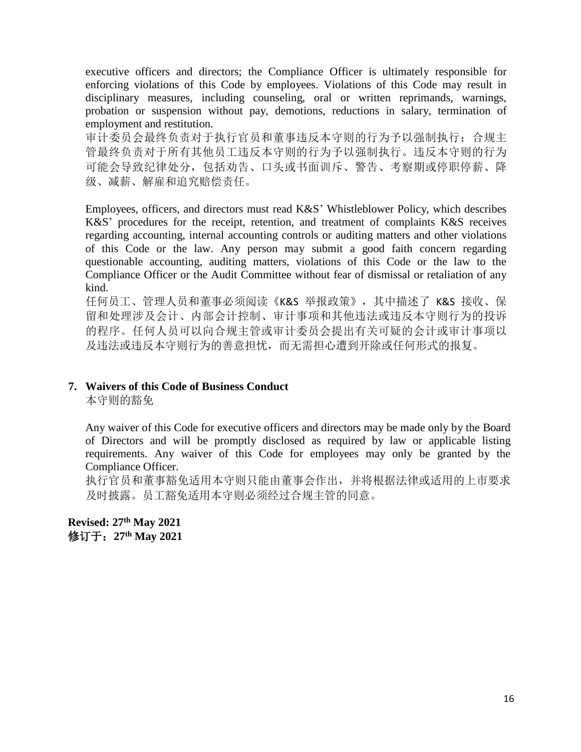executive officers and directors; the Compliance Officer is ultimately responsible for enforcing violations of this Code by employees. Violations of this Code may result in disciplinary measures, including counseling, oral or written reprimands, warnings, probation or suspension without pay, demotions, reductions in salary, termination of employment and restitution.

审计委员会最终负责对于执行官员和董事违反本守则的行为予以强制执行；合规主管最终负责对于所有其他员工违反本守则的行为予以强制执行。违反本守则的行为可能会导致纪律处分，包括劝告、口头或书面训斥、警告、考察期或停职停薪、降级、减薪、解雇和追究赔偿责任。

Employees, officers, and directors must read K&S' Whistleblower Policy, which describes K&S' procedures for the receipt, retention, and treatment of complaints K&S receives regarding accounting, internal accounting controls or auditing matters and other violations of this Code or the law. Any person may submit a good faith concern regarding questionable accounting, auditing matters, violations of this Code or the law to the Compliance Officer or the Audit Committee without fear of dismissal or retaliation of any kind.

任何员工、管理人员和董事必须阅读《K&S 举报政策》，其中描述了 K&S 接收、保留和处理涉及会计、内部会计控制、审计事项和其他违法或违反本守则行为的投诉的程序。任何人员可以向合规主管或审计委员会提出有关可疑的会计或审计事项以及违法或违反本守则行为的善意担忧，而无需担心遭到开除或任何形式的报复。

## 7. Waivers of this Code of Business Conduct

本守则的豁免

Any waiver of this Code for executive officers and directors may be made only by the Board of Directors and will be promptly disclosed as required by law or applicable listing requirements. Any waiver of this Code for employees may only be granted by the Compliance Officer.

执行官员和董事豁免适用本守则只能由董事会作出，并将根据法律或适用的上市要求及时披露。员工豁免适用本守则必须经过合规主管的同意。

**Revised: 27th May 2021**
**修订于：27th May 2021**